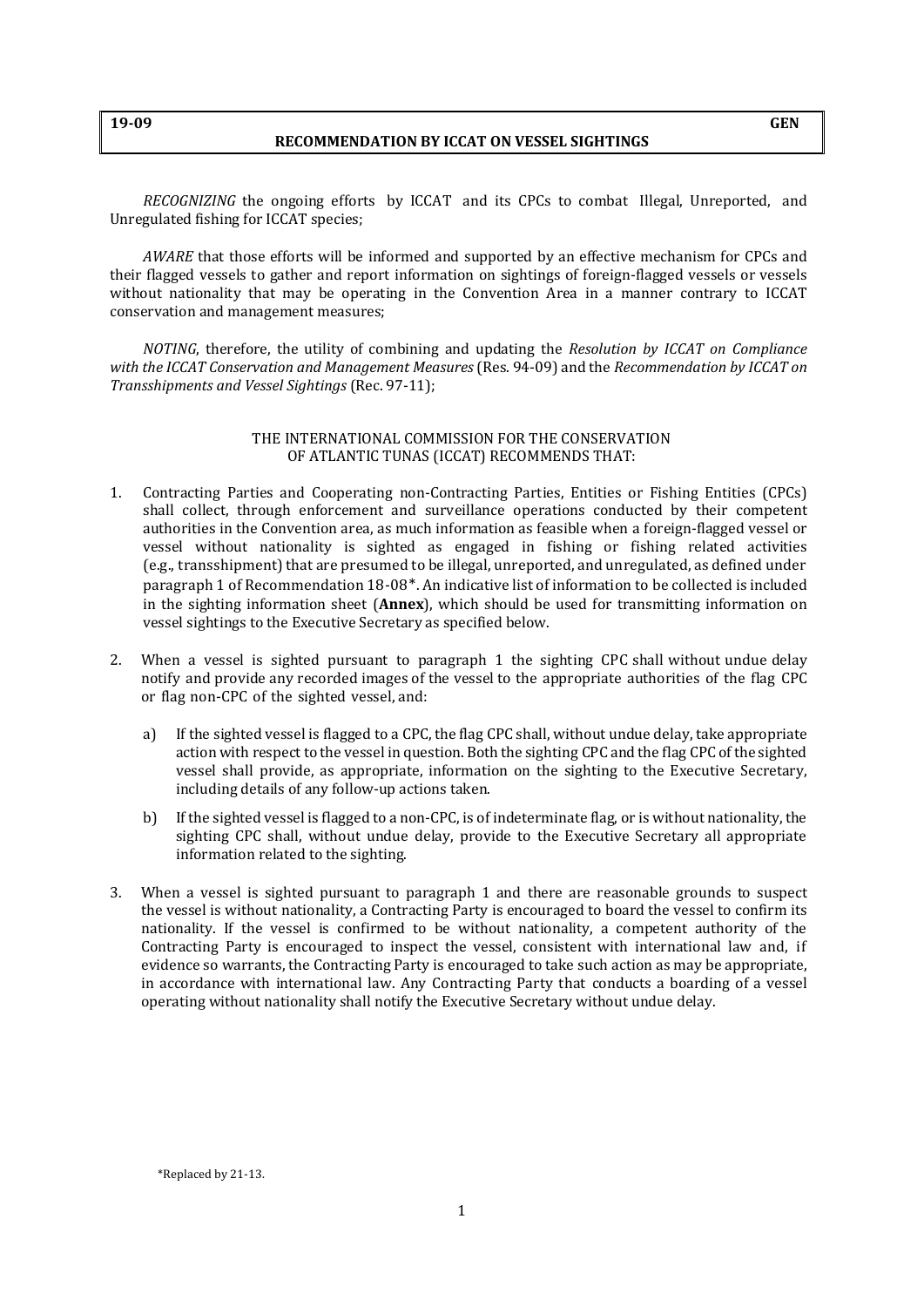**19-09** **GEN**

# RECOMMENDATION BY ICCAT ON VESSEL SIGHTINGS

*RECOGNIZING* the ongoing efforts by ICCAT and its CPCs to combat Illegal, Unreported, and Unregulated fishing for ICCAT species;

*AWARE* that those efforts will be informed and supported by an effective mechanism for CPCs and their flagged vessels to gather and report information on sightings of foreign-flagged vessels or vessels without nationality that may be operating in the Convention Area in a manner contrary to ICCAT conservation and management measures;

*NOTING*, therefore, the utility of combining and updating the *Resolution by ICCAT on Compliance with the ICCAT Conservation and Management Measures* (Res. 94-09) and the *Recommendation by ICCAT on Transshipments and Vessel Sightings* (Rec. 97-11);

THE INTERNATIONAL COMMISSION FOR THE CONSERVATION OF ATLANTIC TUNAS (ICCAT) RECOMMENDS THAT:

1. Contracting Parties and Cooperating non-Contracting Parties, Entities or Fishing Entities (CPCs) shall collect, through enforcement and surveillance operations conducted by their competent authorities in the Convention area, as much information as feasible when a foreign-flagged vessel or vessel without nationality is sighted as engaged in fishing or fishing related activities (e.g., transshipment) that are presumed to be illegal, unreported, and unregulated, as defined under paragraph 1 of Recommendation 18-08*. An indicative list of information to be collected is included in the sighting information sheet (**Annex**), which should be used for transmitting information on vessel sightings to the Executive Secretary as specified below.

2. When a vessel is sighted pursuant to paragraph 1 the sighting CPC shall without undue delay notify and provide any recorded images of the vessel to the appropriate authorities of the flag CPC or flag non-CPC of the sighted vessel, and:

   a) If the sighted vessel is flagged to a CPC, the flag CPC shall, without undue delay, take appropriate action with respect to the vessel in question. Both the sighting CPC and the flag CPC of the sighted vessel shall provide, as appropriate, information on the sighting to the Executive Secretary, including details of any follow-up actions taken.

   b) If the sighted vessel is flagged to a non-CPC, is of indeterminate flag, or is without nationality, the sighting CPC shall, without undue delay, provide to the Executive Secretary all appropriate information related to the sighting.

3. When a vessel is sighted pursuant to paragraph 1 and there are reasonable grounds to suspect the vessel is without nationality, a Contracting Party is encouraged to board the vessel to confirm its nationality. If the vessel is confirmed to be without nationality, a competent authority of the Contracting Party is encouraged to inspect the vessel, consistent with international law and, if evidence so warrants, the Contracting Party is encouraged to take such action as may be appropriate, in accordance with international law. Any Contracting Party that conducts a boarding of a vessel operating without nationality shall notify the Executive Secretary without undue delay.

*Replaced by 21-13.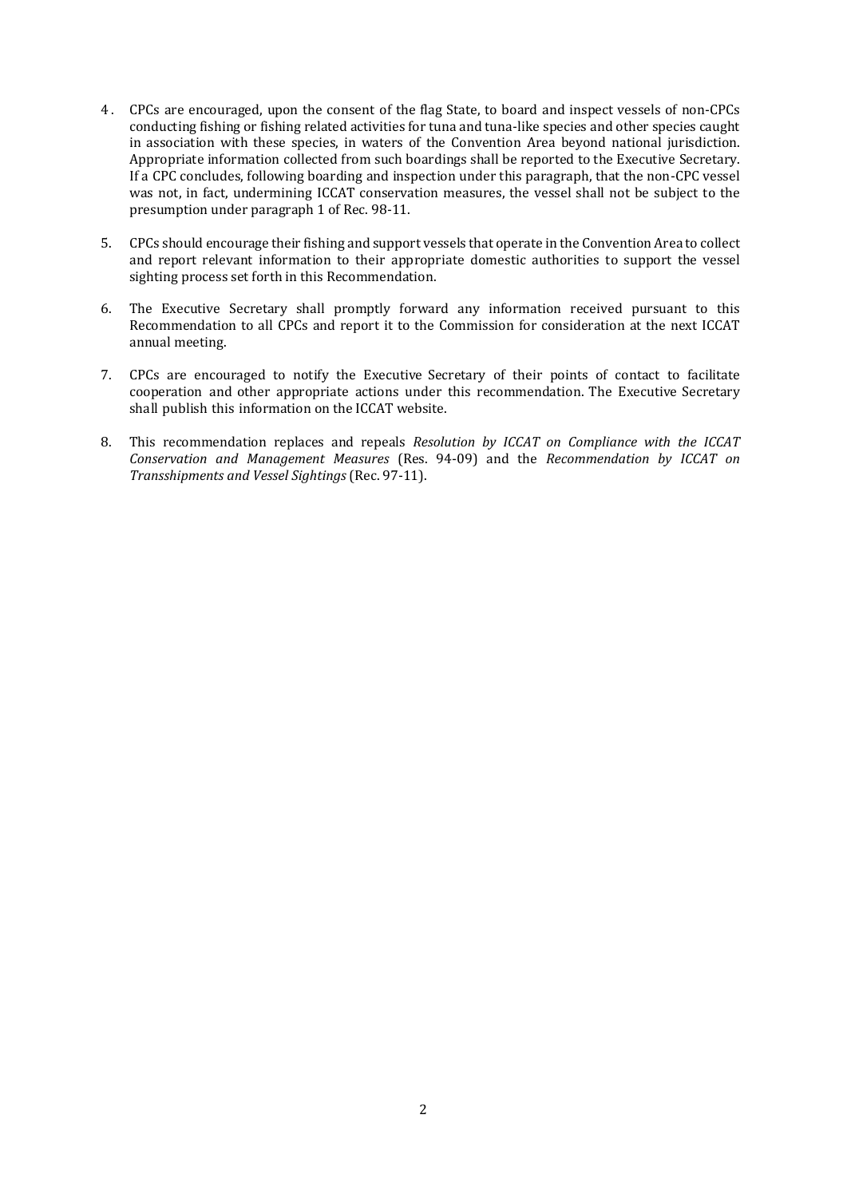4. CPCs are encouraged, upon the consent of the flag State, to board and inspect vessels of non-CPCs conducting fishing or fishing related activities for tuna and tuna-like species and other species caught in association with these species, in waters of the Convention Area beyond national jurisdiction. Appropriate information collected from such boardings shall be reported to the Executive Secretary. If a CPC concludes, following boarding and inspection under this paragraph, that the non-CPC vessel was not, in fact, undermining ICCAT conservation measures, the vessel shall not be subject to the presumption under paragraph 1 of Rec. 98-11.

5. CPCs should encourage their fishing and support vessels that operate in the Convention Area to collect and report relevant information to their appropriate domestic authorities to support the vessel sighting process set forth in this Recommendation.

6. The Executive Secretary shall promptly forward any information received pursuant to this Recommendation to all CPCs and report it to the Commission for consideration at the next ICCAT annual meeting.

7. CPCs are encouraged to notify the Executive Secretary of their points of contact to facilitate cooperation and other appropriate actions under this recommendation. The Executive Secretary shall publish this information on the ICCAT website.

8. This recommendation replaces and repeals *Resolution by ICCAT on Compliance with the ICCAT Conservation and Management Measures* (Res. 94-09) and the *Recommendation by ICCAT on Transshipments and Vessel Sightings* (Rec. 97-11).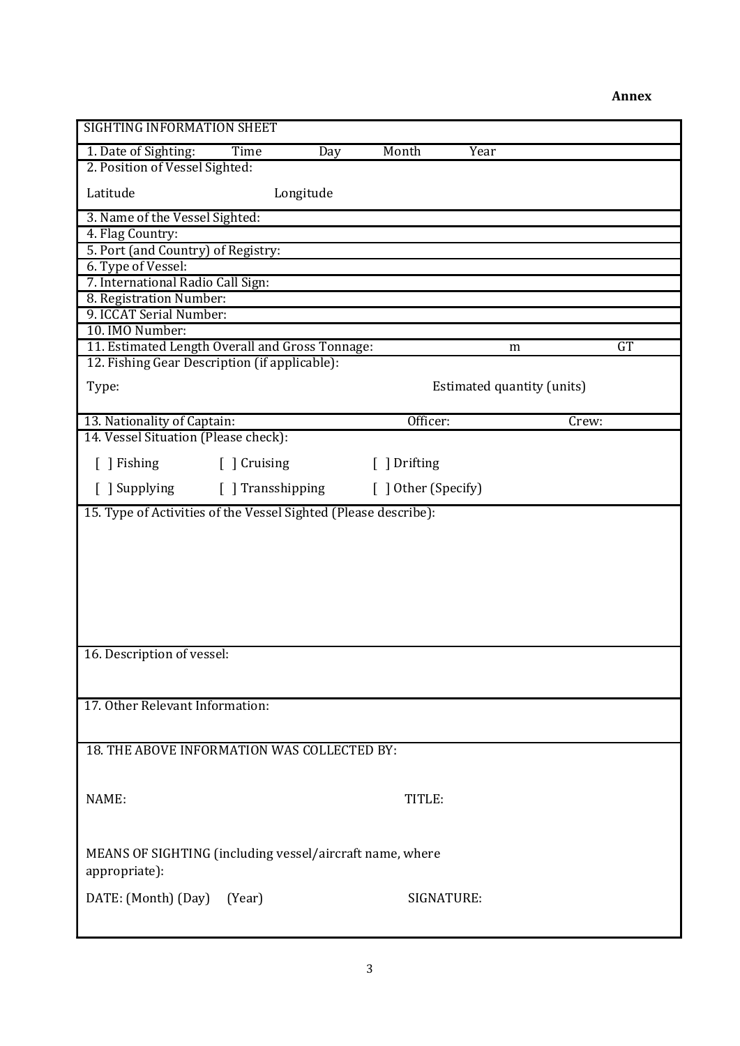**Annex**

SIGHTING INFORMATION SHEET

1. Date of Sighting: Time Day Month Year
2. Position of Vessel Sighted:

   Latitude Longitude

3. Name of the Vessel Sighted:
4. Flag Country:
5. Port (and Country) of Registry:
6. Type of Vessel:
7. International Radio Call Sign:
8. Registration Number:
9. ICCAT Serial Number:
10. IMO Number:
11. Estimated Length Overall and Gross Tonnage: m GT
12. Fishing Gear Description (if applicable):

    Type: Estimated quantity (units)

13. Nationality of Captain: Officer: Crew:
14. Vessel Situation (Please check):

    [ ] Fishing [ ] Cruising [ ] Drifting

    [ ] Supplying [ ] Transshipping [ ] Other (Specify)

15. Type of Activities of the Vessel Sighted (Please describe):

16. Description of vessel:

17. Other Relevant Information:

18. THE ABOVE INFORMATION WAS COLLECTED BY:

NAME: TITLE:

MEANS OF SIGHTING (including vessel/aircraft name, where appropriate):

DATE: (Month) (Day) (Year) SIGNATURE: